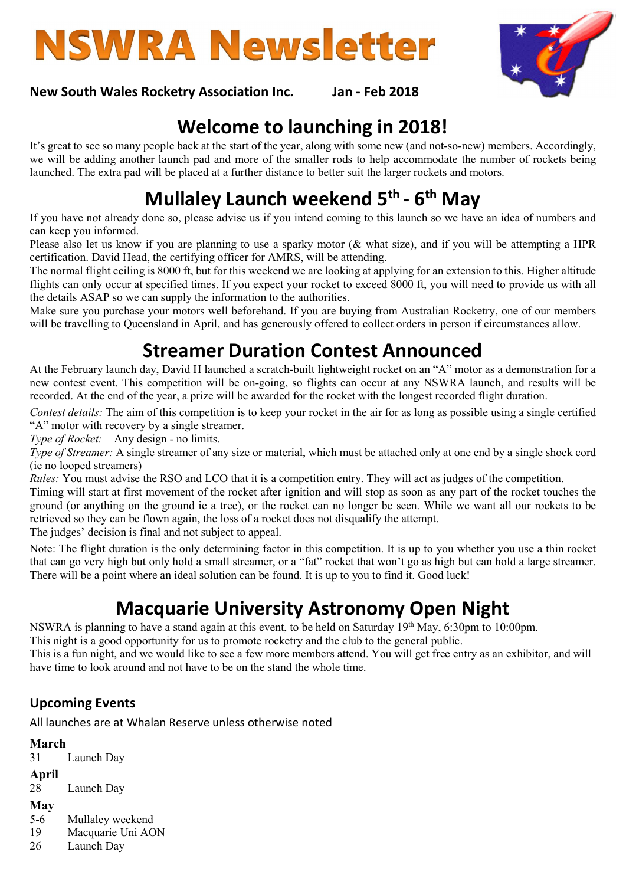# NSWRA Newsletter

**New South Wales Rocketry Association Inc.** **Jan - Feb 2018**

## Welcome to launching in 2018!

It's great to see so many people back at the start of the year, along with some new (and not-so-new) members. Accordingly, we will be adding another launch pad and more of the smaller rods to help accommodate the number of rockets being launched. The extra pad will be placed at a further distance to better suit the larger rockets and motors.

## Mullaley Launch weekend 5th - 6th May

If you have not already done so, please advise us if you intend coming to this launch so we have an idea of numbers and can keep you informed.

Please also let us know if you are planning to use a sparky motor (& what size), and if you will be attempting a HPR certification. David Head, the certifying officer for AMRS, will be attending.

The normal flight ceiling is 8000 ft, but for this weekend we are looking at applying for an extension to this. Higher altitude flights can only occur at specified times. If you expect your rocket to exceed 8000 ft, you will need to provide us with all the details ASAP so we can supply the information to the authorities.

Make sure you purchase your motors well beforehand. If you are buying from Australian Rocketry, one of our members will be travelling to Queensland in April, and has generously offered to collect orders in person if circumstances allow.

## Streamer Duration Contest Announced

At the February launch day, David H launched a scratch-built lightweight rocket on an "A" motor as a demonstration for a new contest event. This competition will be on-going, so flights can occur at any NSWRA launch, and results will be recorded. At the end of the year, a prize will be awarded for the rocket with the longest recorded flight duration.

*Contest details:* The aim of this competition is to keep your rocket in the air for as long as possible using a single certified "A" motor with recovery by a single streamer.

*Type of Rocket:* Any design - no limits.

*Type of Streamer:* A single streamer of any size or material, which must be attached only at one end by a single shock cord (ie no looped streamers)

*Rules:* You must advise the RSO and LCO that it is a competition entry. They will act as judges of the competition.

Timing will start at first movement of the rocket after ignition and will stop as soon as any part of the rocket touches the ground (or anything on the ground ie a tree), or the rocket can no longer be seen. While we want all our rockets to be retrieved so they can be flown again, the loss of a rocket does not disqualify the attempt.

The judges' decision is final and not subject to appeal.

Note: The flight duration is the only determining factor in this competition. It is up to you whether you use a thin rocket that can go very high but only hold a small streamer, or a "fat" rocket that won't go as high but can hold a large streamer. There will be a point where an ideal solution can be found. It is up to you to find it. Good luck!

## Macquarie University Astronomy Open Night

NSWRA is planning to have a stand again at this event, to be held on Saturday 19th May, 6:30pm to 10:00pm.

This night is a good opportunity for us to promote rocketry and the club to the general public.

This is a fun night, and we would like to see a few more members attend. You will get free entry as an exhibitor, and will have time to look around and not have to be on the stand the whole time.

### Upcoming Events

All launches are at Whalan Reserve unless otherwise noted

**March**

31 Launch Day

**April**

28 Launch Day

**May**

5-6 Mullaley weekend

19 Macquarie Uni AON

26 Launch Day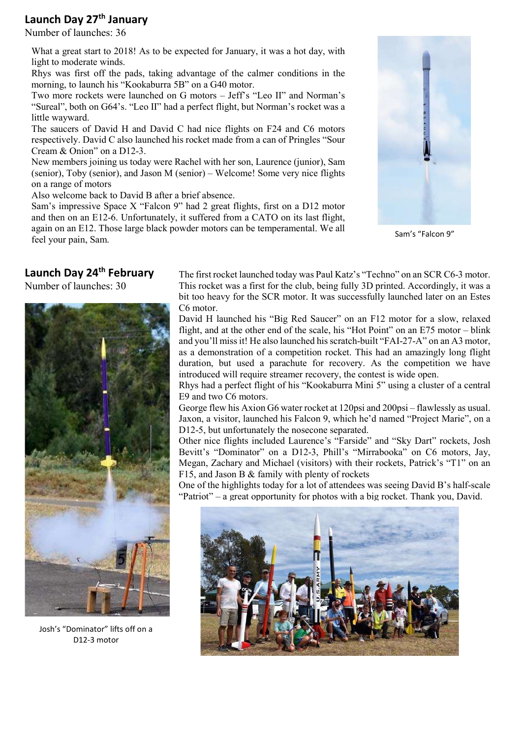## Launch Day 27th January

Number of launches: 36

What a great start to 2018! As to be expected for January, it was a hot day, with light to moderate winds.

Rhys was first off the pads, taking advantage of the calmer conditions in the morning, to launch his "Kookaburra 5B" on a G40 motor.

Two more rockets were launched on G motors – Jeff's "Leo II" and Norman's "Sureal", both on G64's. "Leo II" had a perfect flight, but Norman's rocket was a little wayward.

The saucers of David H and David C had nice flights on F24 and C6 motors respectively. David C also launched his rocket made from a can of Pringles "Sour Cream & Onion" on a D12-3.

New members joining us today were Rachel with her son, Laurence (junior), Sam (senior), Toby (senior), and Jason M (senior) – Welcome! Some very nice flights on a range of motors

Also welcome back to David B after a brief absence.

Sam's impressive Space X "Falcon 9" had 2 great flights, first on a D12 motor and then on an E12-6. Unfortunately, it suffered from a CATO on its last flight, again on an E12. Those large black powder motors can be temperamental. We all feel your pain, Sam.

Sam's "Falcon 9"

## Launch Day 24th February

Number of launches: 30

Josh's "Dominator" lifts off on a D12-3 motor

The first rocket launched today was Paul Katz's "Techno" on an SCR C6-3 motor. This rocket was a first for the club, being fully 3D printed. Accordingly, it was a bit too heavy for the SCR motor. It was successfully launched later on an Estes C6 motor.

David H launched his "Big Red Saucer" on an F12 motor for a slow, relaxed flight, and at the other end of the scale, his "Hot Point" on an E75 motor – blink and you'll miss it! He also launched his scratch-built "FAI-27-A" on an A3 motor, as a demonstration of a competition rocket. This had an amazingly long flight duration, but used a parachute for recovery. As the competition we have introduced will require streamer recovery, the contest is wide open.

Rhys had a perfect flight of his "Kookaburra Mini 5" using a cluster of a central E9 and two C6 motors.

George flew his Axion G6 water rocket at 120psi and 200psi – flawlessly as usual.

Jaxon, a visitor, launched his Falcon 9, which he'd named "Project Marie", on a D12-5, but unfortunately the nosecone separated.

Other nice flights included Laurence's "Farside" and "Sky Dart" rockets, Josh Bevitt's "Dominator" on a D12-3, Phill's "Mirrabooka" on C6 motors, Jay, Megan, Zachary and Michael (visitors) with their rockets, Patrick's "T1" on an F15, and Jason B & family with plenty of rockets

One of the highlights today for a lot of attendees was seeing David B's half-scale "Patriot" – a great opportunity for photos with a big rocket. Thank you, David.